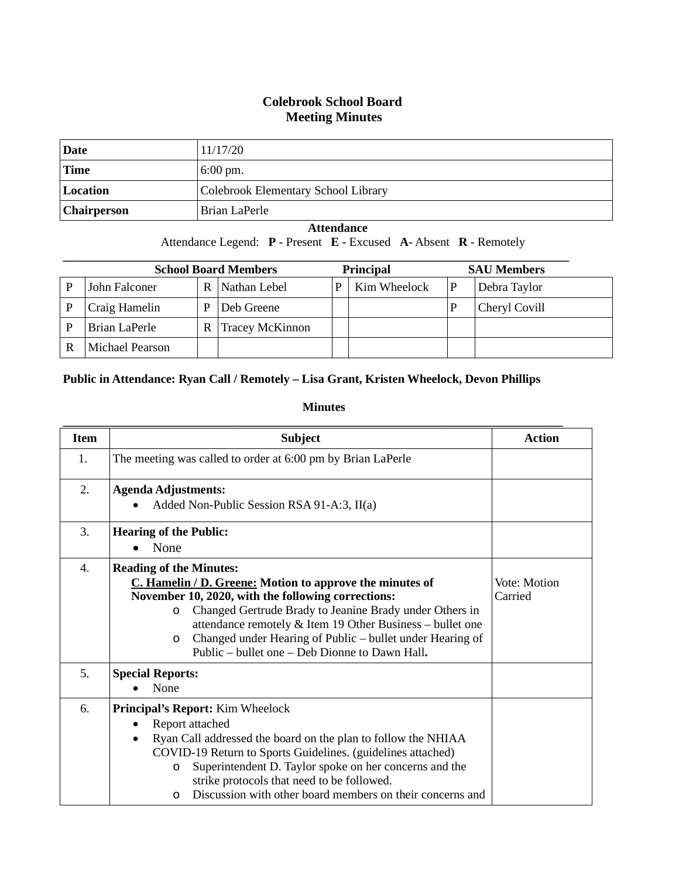# Colebrook School Board
## Meeting Minutes

| | |
|---|---|
| **Date** | 11/17/20 |
| **Time** | 6:00 pm. |
| **Location** | Colebrook Elementary School Library |
| **Chairperson** | Brian LaPerle |

**Attendance**

Attendance Legend: **P** - Present **E** - Excused **A**- Absent **R** - Remotely

| School Board Members | | | | Principal | | SAU Members | |
|---|---|---|---|---|---|---|---|
| P | John Falconer | R | Nathan Lebel | P | Kim Wheelock | P | Debra Taylor |
| P | Craig Hamelin | P | Deb Greene | | | P | Cheryl Covill |
| P | Brian LaPerle | R | Tracey McKinnon | | | | |
| R | Michael Pearson | | | | | | |

**Public in Attendance: Ryan Call / Remotely – Lisa Grant, Kristen Wheelock, Devon Phillips**

**Minutes**

| Item | Subject | Action |
|---|---|---|
| 1. | The meeting was called to order at 6:00 pm by Brian LaPerle | |
| 2. | **Agenda Adjustments:** <br>• Added Non-Public Session RSA 91-A:3, II(a) | |
| 3. | **Hearing of the Public:** <br>• None | |
| 4. | **Reading of the Minutes:** <br>**C. Hamelin / D. Greene: Motion to approve the minutes of November 10, 2020, with the following corrections:** <br>o Changed Gertrude Brady to Jeanine Brady under Others in attendance remotely & Item 19 Other Business – bullet one <br>o Changed under Hearing of Public – bullet under Hearing of Public – bullet one – Deb Dionne to Dawn Hall**.** | Vote: Motion Carried |
| 5. | **Special Reports:** <br>• None | |
| 6. | **Principal's Report:** Kim Wheelock <br>• Report attached <br>• Ryan Call addressed the board on the plan to follow the NHIAA COVID-19 Return to Sports Guidelines. (guidelines attached) <br>o Superintendent D. Taylor spoke on her concerns and the strike protocols that need to be followed. <br>o Discussion with other board members on their concerns and | |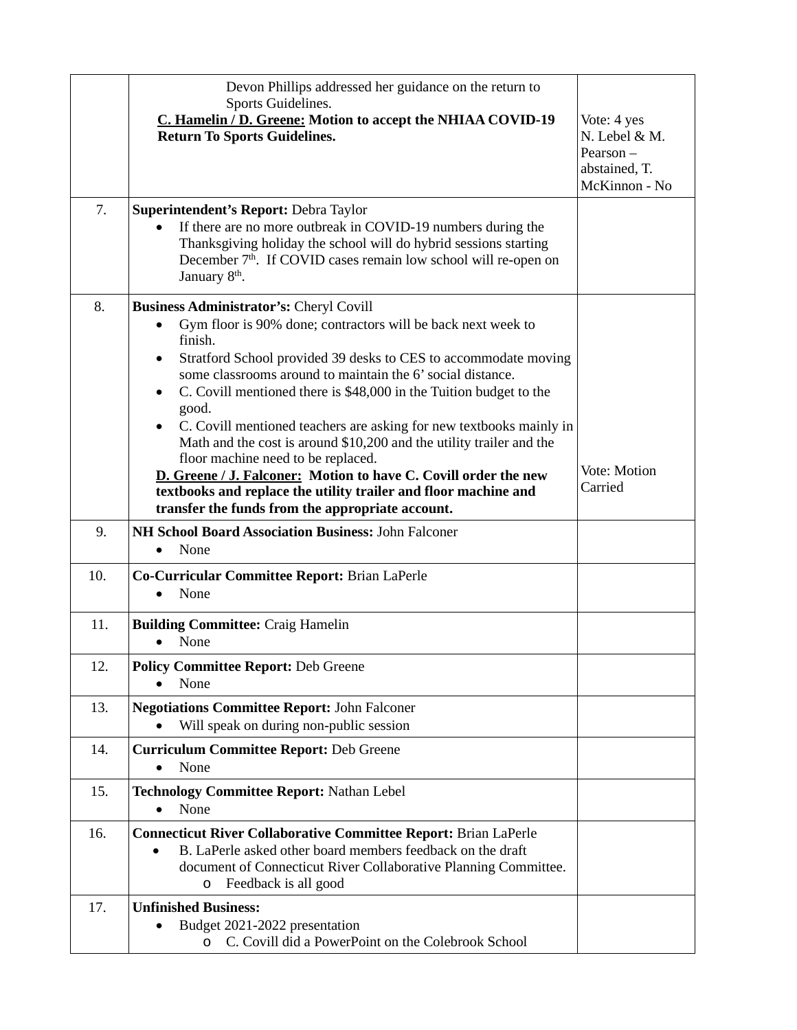| | | |
|---|---|---|
| | Devon Phillips addressed her guidance on the return to Sports Guidelines.<br>**C. Hamelin / D. Greene: Motion to accept the NHIAA COVID-19 Return To Sports Guidelines.** | Vote: 4 yes<br>N. Lebel & M. Pearson – abstained, T. McKinnon - No |
| 7. | **Superintendent's Report:** Debra Taylor<br>• If there are no more outbreak in COVID-19 numbers during the Thanksgiving holiday the school will do hybrid sessions starting December 7th. If COVID cases remain low school will re-open on January 8th. | |
| 8. | **Business Administrator's:** Cheryl Covill<br>• Gym floor is 90% done; contractors will be back next week to finish.<br>• Stratford School provided 39 desks to CES to accommodate moving some classrooms around to maintain the 6' social distance.<br>• C. Covill mentioned there is $48,000 in the Tuition budget to the good.<br>• C. Covill mentioned teachers are asking for new textbooks mainly in Math and the cost is around $10,200 and the utility trailer and the floor machine need to be replaced.<br>**D. Greene / J. Falconer: Motion to have C. Covill order the new textbooks and replace the utility trailer and floor machine and transfer the funds from the appropriate account.** | Vote: Motion Carried |
| 9. | **NH School Board Association Business:** John Falconer<br>• None | |
| 10. | **Co-Curricular Committee Report:** Brian LaPerle<br>• None | |
| 11. | **Building Committee:** Craig Hamelin<br>• None | |
| 12. | **Policy Committee Report:** Deb Greene<br>• None | |
| 13. | **Negotiations Committee Report:** John Falconer<br>• Will speak on during non-public session | |
| 14. | **Curriculum Committee Report:** Deb Greene<br>• None | |
| 15. | **Technology Committee Report:** Nathan Lebel<br>• None | |
| 16. | **Connecticut River Collaborative Committee Report:** Brian LaPerle<br>• B. LaPerle asked other board members feedback on the draft document of Connecticut River Collaborative Planning Committee.<br>&nbsp;&nbsp;&nbsp;&nbsp;o Feedback is all good | |
| 17. | **Unfinished Business:**<br>• Budget 2021-2022 presentation<br>&nbsp;&nbsp;&nbsp;&nbsp;o C. Covill did a PowerPoint on the Colebrook School | |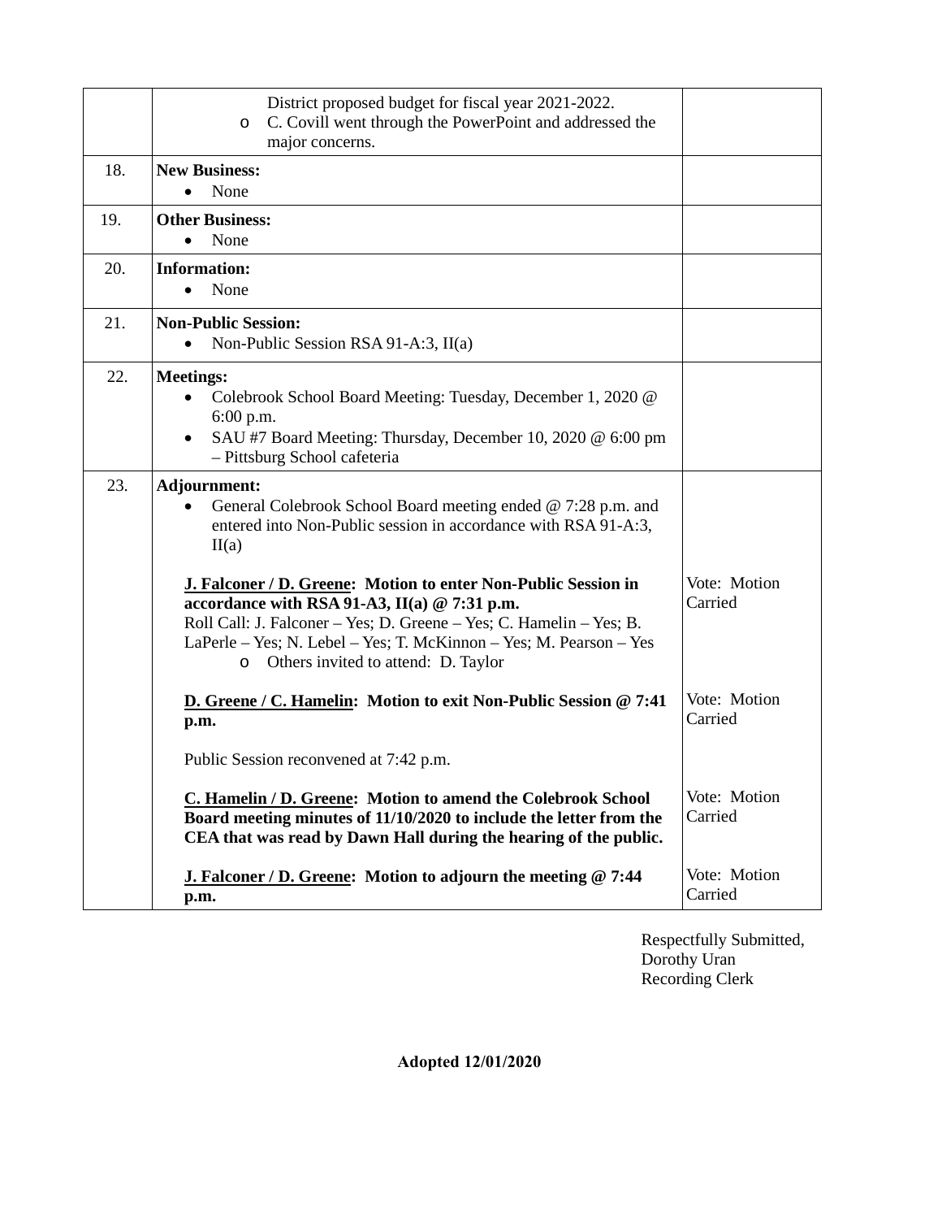| | | |
|---|---|---|
| | District proposed budget for fiscal year 2021-2022.<br>o C. Covill went through the PowerPoint and addressed the major concerns. | |
| 18. | **New Business:**<br>• None | |
| 19. | **Other Business:**<br>• None | |
| 20. | **Information:**<br>• None | |
| 21. | **Non-Public Session:**<br>• Non-Public Session RSA 91-A:3, II(a) | |
| 22. | **Meetings:**<br>• Colebrook School Board Meeting: Tuesday, December 1, 2020 @ 6:00 p.m.<br>• SAU #7 Board Meeting: Thursday, December 10, 2020 @ 6:00 pm – Pittsburg School cafeteria | |
| 23. | **Adjournment:**<br>• General Colebrook School Board meeting ended @ 7:28 p.m. and entered into Non-Public session in accordance with RSA 91-A:3, II(a) | |
| | **J. Falconer / D. Greene: Motion to enter Non-Public Session in accordance with RSA 91-A3, II(a) @ 7:31 p.m.**<br>Roll Call: J. Falconer – Yes; D. Greene – Yes; C. Hamelin – Yes; B. LaPerle – Yes; N. Lebel – Yes; T. McKinnon – Yes; M. Pearson – Yes<br>o Others invited to attend: D. Taylor | Vote: Motion Carried |
| | **D. Greene / C. Hamelin: Motion to exit Non-Public Session @ 7:41 p.m.** | Vote: Motion Carried |
| | Public Session reconvened at 7:42 p.m. | |
| | **C. Hamelin / D. Greene: Motion to amend the Colebrook School Board meeting minutes of 11/10/2020 to include the letter from the CEA that was read by Dawn Hall during the hearing of the public.** | Vote: Motion Carried |
| | **J. Falconer / D. Greene: Motion to adjourn the meeting @ 7:44 p.m.** | Vote: Motion Carried |

Respectfully Submitted,
Dorothy Uran
Recording Clerk

**Adopted 12/01/2020**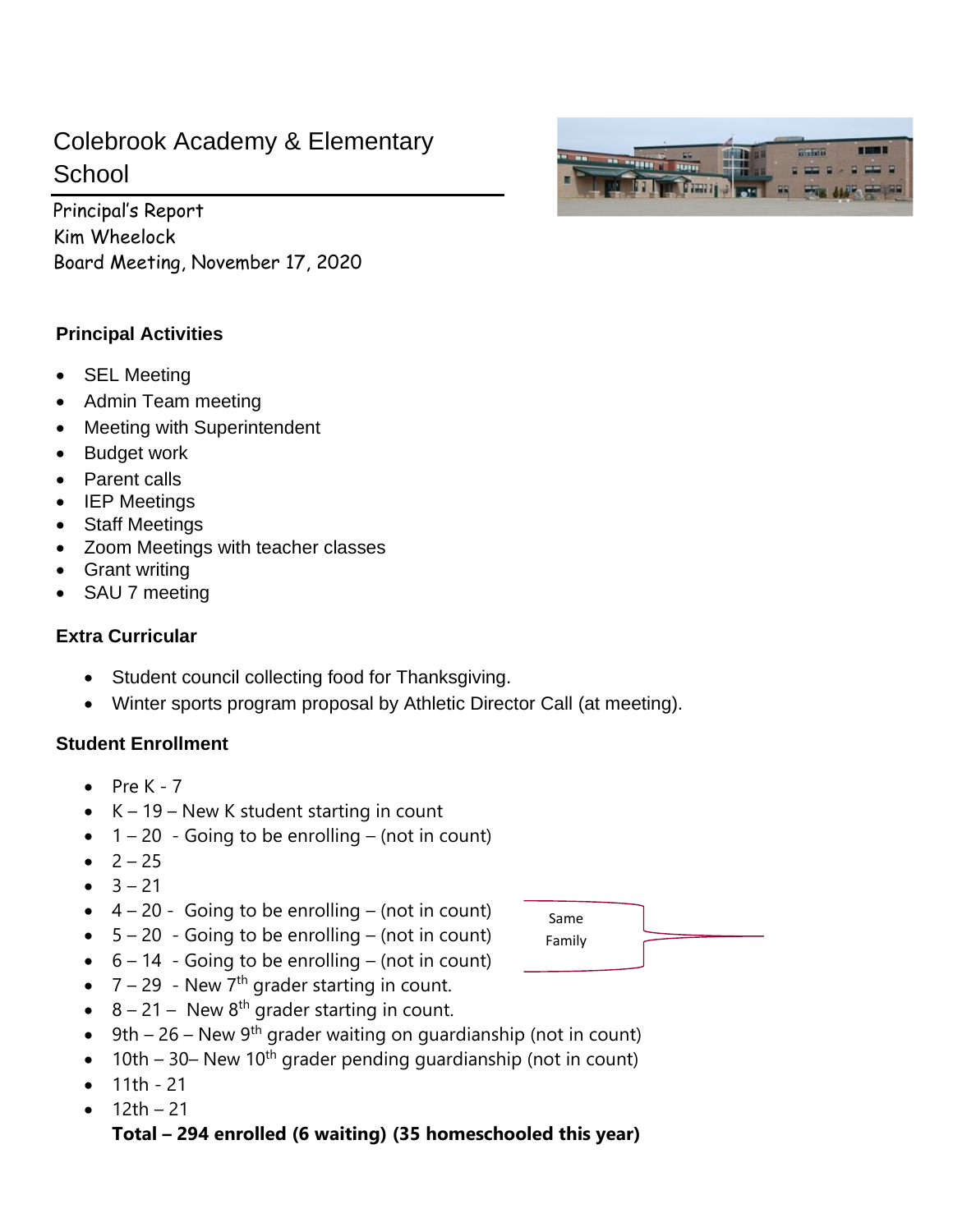# Colebrook Academy & Elementary School

Principal's Report
Kim Wheelock
Board Meeting, November 17, 2020

### Principal Activities

- SEL Meeting
- Admin Team meeting
- Meeting with Superintendent
- Budget work
- Parent calls
- IEP Meetings
- Staff Meetings
- Zoom Meetings with teacher classes
- Grant writing
- SAU 7 meeting

### Extra Curricular

- Student council collecting food for Thanksgiving.
- Winter sports program proposal by Athletic Director Call (at meeting).

### Student Enrollment

- Pre K - 7
- K – 19 – New K student starting in count
- 1 – 20 - Going to be enrolling – (not in count)
- 2 – 25
- 3 – 21
- 4 – 20 - Going to be enrolling – (not in count)
- 5 – 20 - Going to be enrolling – (not in count)
- 6 – 14 - Going to be enrolling – (not in count)
- 7 – 29 - New 7th grader starting in count.
- 8 – 21 – New 8th grader starting in count.
- 9th – 26 – New 9th grader waiting on guardianship (not in count)
- 10th – 30– New 10th grader pending guardianship (not in count)
- 11th - 21
- 12th – 21

Same Family (grades 4, 5, 6)

**Total – 294 enrolled (6 waiting) (35 homeschooled this year)**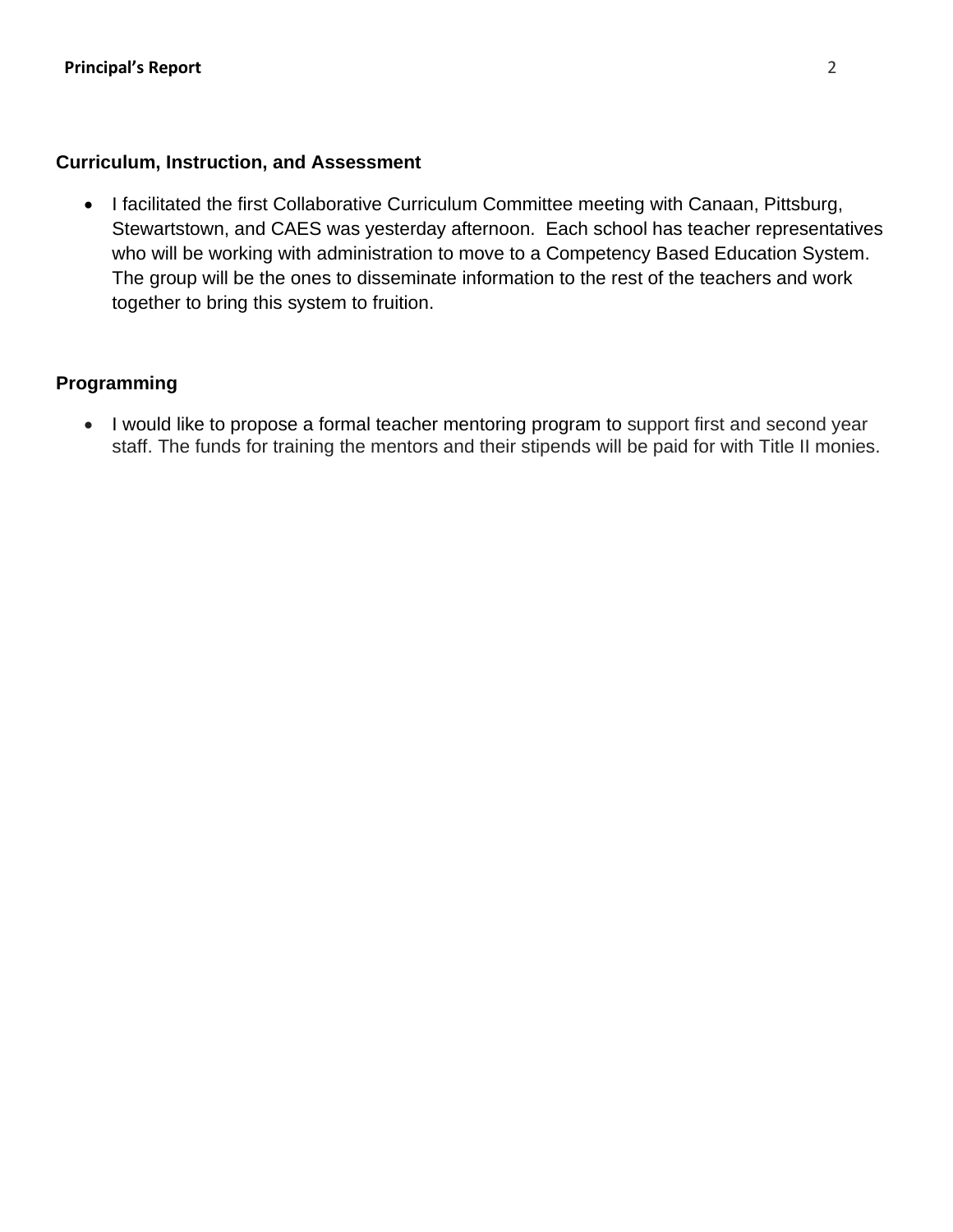### Curriculum, Instruction, and Assessment

- I facilitated the first Collaborative Curriculum Committee meeting with Canaan, Pittsburg, Stewartstown, and CAES was yesterday afternoon. Each school has teacher representatives who will be working with administration to move to a Competency Based Education System. The group will be the ones to disseminate information to the rest of the teachers and work together to bring this system to fruition.

### Programming

- I would like to propose a formal teacher mentoring program to support first and second year staff. The funds for training the mentors and their stipends will be paid for with Title II monies.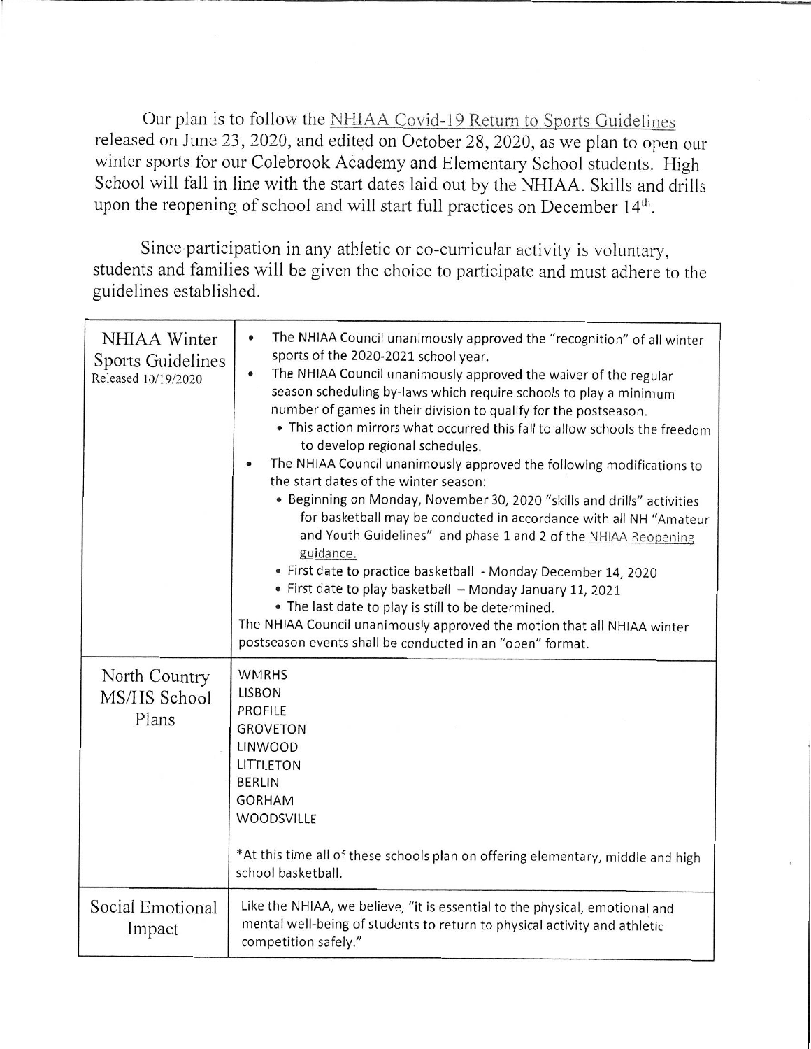Our plan is to follow the NHIAA Covid-19 Return to Sports Guidelines released on June 23, 2020, and edited on October 28, 2020, as we plan to open our winter sports for our Colebrook Academy and Elementary School students. High School will fall in line with the start dates laid out by the NHIAA. Skills and drills upon the reopening of school and will start full practices on December 14th.

Since participation in any athletic or co-curricular activity is voluntary, students and families will be given the choice to participate and must adhere to the guidelines established.

| | |
|---|---|
| NHIAA Winter Sports Guidelines<br>Released 10/19/2020 | • The NHIAA Council unanimously approved the "recognition" of all winter sports of the 2020-2021 school year.<br>• The NHIAA Council unanimously approved the waiver of the regular season scheduling by-laws which require schools to play a minimum number of games in their division to qualify for the postseason.<br>  • This action mirrors what occurred this fall to allow schools the freedom to develop regional schedules.<br>• The NHIAA Council unanimously approved the following modifications to the start dates of the winter season:<br>  • Beginning on Monday, November 30, 2020 "skills and drills" activities for basketball may be conducted in accordance with all NH "Amateur and Youth Guidelines" and phase 1 and 2 of the NHIAA Reopening guidance.<br>  • First date to practice basketball - Monday December 14, 2020<br>  • First date to play basketball – Monday January 11, 2021<br>  • The last date to play is still to be determined.<br>The NHIAA Council unanimously approved the motion that all NHIAA winter postseason events shall be conducted in an "open" format. |
| North Country MS/HS School Plans | WMRHS<br>LISBON<br>PROFILE<br>GROVETON<br>LINWOOD<br>LITTLETON<br>BERLIN<br>GORHAM<br>WOODSVILLE<br><br>*At this time all of these schools plan on offering elementary, middle and high school basketball. |
| Social Emotional Impact | Like the NHIAA, we believe, "it is essential to the physical, emotional and mental well-being of students to return to physical activity and athletic competition safely." |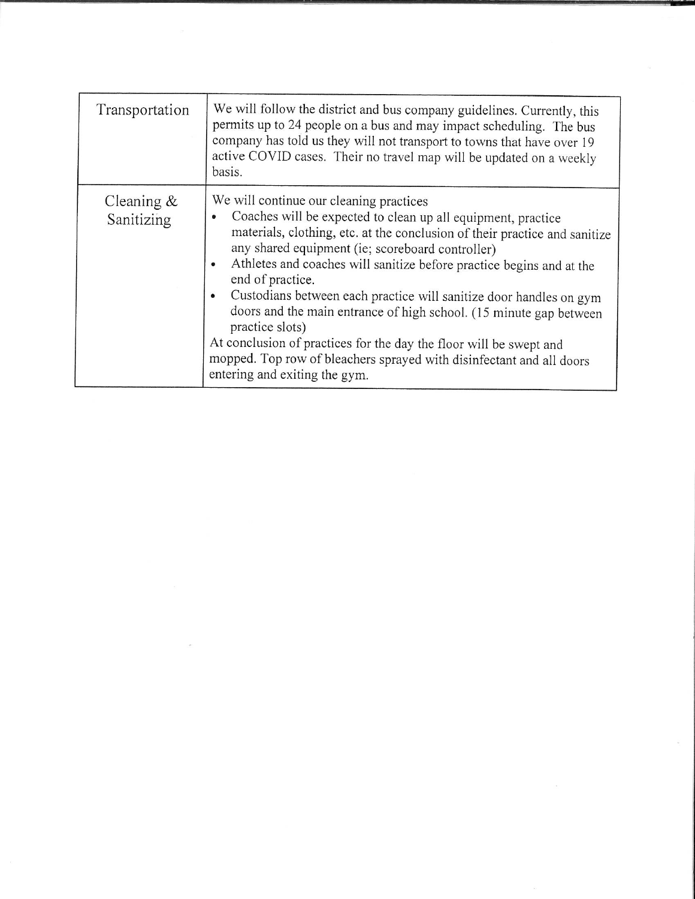| | |
|---|---|
| Transportation | We will follow the district and bus company guidelines. Currently, this permits up to 24 people on a bus and may impact scheduling. The bus company has told us they will not transport to towns that have over 19 active COVID cases. Their no travel map will be updated on a weekly basis. |
| Cleaning & Sanitizing | We will continue our cleaning practices<br>• Coaches will be expected to clean up all equipment, practice materials, clothing, etc. at the conclusion of their practice and sanitize any shared equipment (ie; scoreboard controller)<br>• Athletes and coaches will sanitize before practice begins and at the end of practice.<br>• Custodians between each practice will sanitize door handles on gym doors and the main entrance of high school. (15 minute gap between practice slots)<br>At conclusion of practices for the day the floor will be swept and mopped. Top row of bleachers sprayed with disinfectant and all doors entering and exiting the gym. |